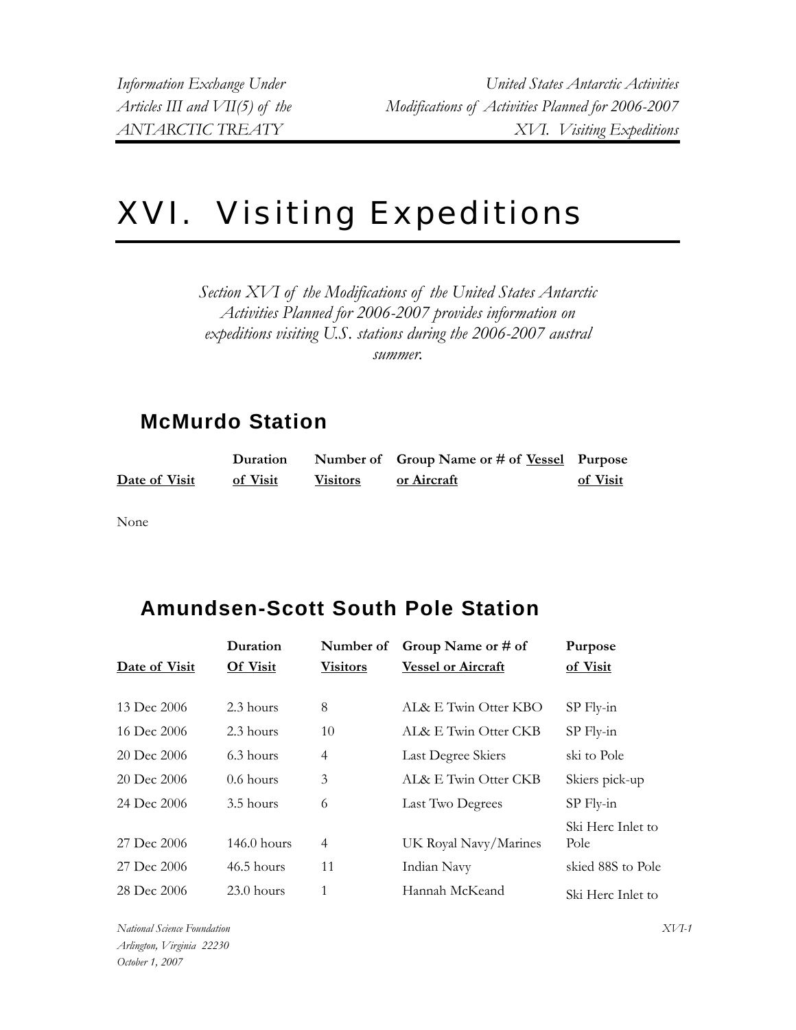# XVI. Visiting Expeditions

*Section XVI of the Modifications of the United States Antarctic Activities Planned for 2006-2007 provides information on expeditions visiting U.S. stations during the 2006-2007 austral summer.*

## McMurdo Station

| Date of Visit | Duration of Visit | Number of Visitors | Group Name or # of Vessel or Aircraft | Purpose of Visit |
|---|---|---|---|---|

None

## Amundsen-Scott South Pole Station

| Date of Visit | Duration Of Visit | Number of Visitors | Group Name or # of Vessel or Aircraft | Purpose of Visit |
|---|---|---|---|---|
| 13 Dec 2006 | 2.3 hours | 8 | AL& E Twin Otter KBO | SP Fly-in |
| 16 Dec 2006 | 2.3 hours | 10 | AL& E Twin Otter CKB | SP Fly-in |
| 20 Dec 2006 | 6.3 hours | 4 | Last Degree Skiers | ski to Pole |
| 20 Dec 2006 | 0.6 hours | 3 | AL& E Twin Otter CKB | Skiers pick-up |
| 24 Dec 2006 | 3.5 hours | 6 | Last Two Degrees | SP Fly-in |
| 27 Dec 2006 | 146.0 hours | 4 | UK Royal Navy/Marines | Ski Herc Inlet to Pole |
| 27 Dec 2006 | 46.5 hours | 11 | Indian Navy | skied 88S to Pole |
| 28 Dec 2006 | 23.0 hours | 1 | Hannah McKeand | Ski Herc Inlet to |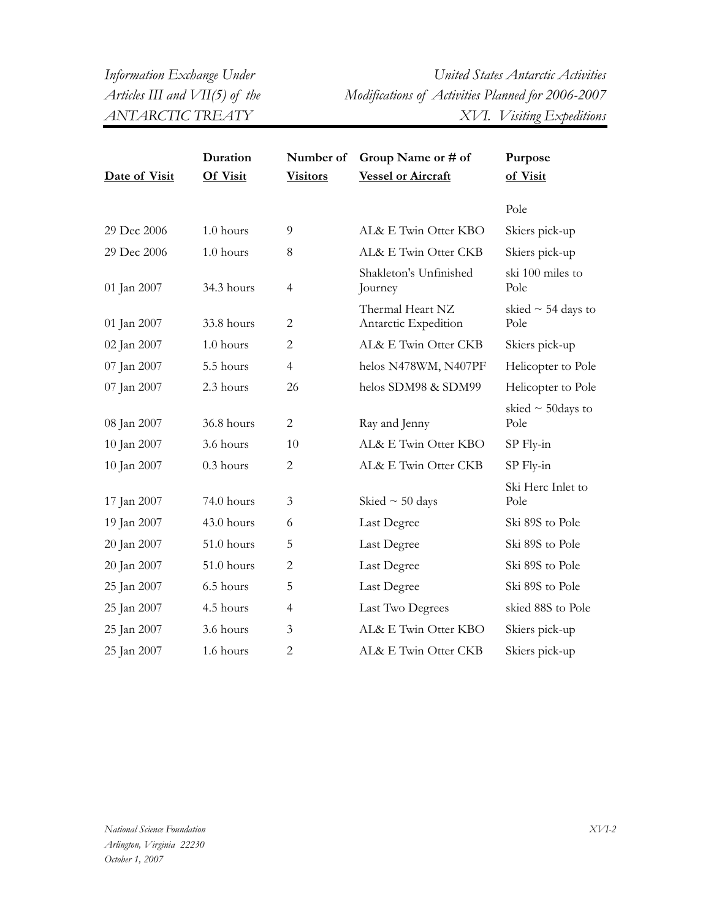| Date of Visit | Duration Of Visit | Number of Visitors | Group Name or # of Vessel or Aircraft | Purpose of Visit |
|---|---|---|---|---|
| | | | | Pole |
| 29 Dec 2006 | 1.0 hours | 9 | AL& E Twin Otter KBO | Skiers pick-up |
| 29 Dec 2006 | 1.0 hours | 8 | AL& E Twin Otter CKB | Skiers pick-up |
| 01 Jan 2007 | 34.3 hours | 4 | Shakleton's Unfinished Journey | ski 100 miles to Pole |
| 01 Jan 2007 | 33.8 hours | 2 | Thermal Heart NZ Antarctic Expedition | skied ~ 54 days to Pole |
| 02 Jan 2007 | 1.0 hours | 2 | AL& E Twin Otter CKB | Skiers pick-up |
| 07 Jan 2007 | 5.5 hours | 4 | helos N478WM, N407PF | Helicopter to Pole |
| 07 Jan 2007 | 2.3 hours | 26 | helos SDM98 & SDM99 | Helicopter to Pole |
| 08 Jan 2007 | 36.8 hours | 2 | Ray and Jenny | skied ~ 50days to Pole |
| 10 Jan 2007 | 3.6 hours | 10 | AL& E Twin Otter KBO | SP Fly-in |
| 10 Jan 2007 | 0.3 hours | 2 | AL& E Twin Otter CKB | SP Fly-in |
| 17 Jan 2007 | 74.0 hours | 3 | Skied ~ 50 days | Ski Herc Inlet to Pole |
| 19 Jan 2007 | 43.0 hours | 6 | Last Degree | Ski 89S to Pole |
| 20 Jan 2007 | 51.0 hours | 5 | Last Degree | Ski 89S to Pole |
| 20 Jan 2007 | 51.0 hours | 2 | Last Degree | Ski 89S to Pole |
| 25 Jan 2007 | 6.5 hours | 5 | Last Degree | Ski 89S to Pole |
| 25 Jan 2007 | 4.5 hours | 4 | Last Two Degrees | skied 88S to Pole |
| 25 Jan 2007 | 3.6 hours | 3 | AL& E Twin Otter KBO | Skiers pick-up |
| 25 Jan 2007 | 1.6 hours | 2 | AL& E Twin Otter CKB | Skiers pick-up |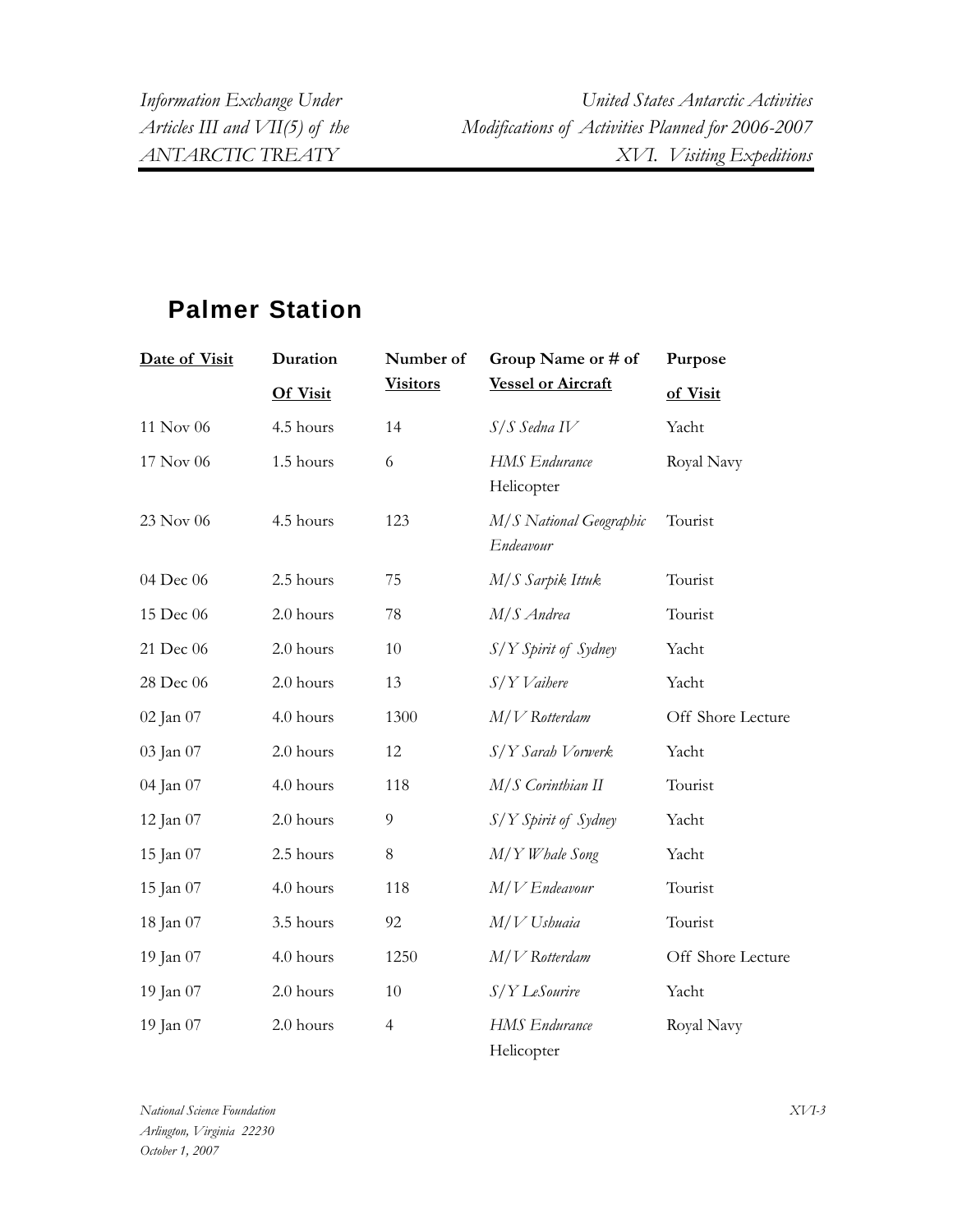## Palmer Station

| Date of Visit | Duration Of Visit | Number of Visitors | Group Name or # of Vessel or Aircraft | Purpose of Visit |
|---|---|---|---|---|
| 11 Nov 06 | 4.5 hours | 14 | *S/S Sedna IV* | Yacht |
| 17 Nov 06 | 1.5 hours | 6 | *HMS Endurance* Helicopter | Royal Navy |
| 23 Nov 06 | 4.5 hours | 123 | *M/S National Geographic Endeavour* | Tourist |
| 04 Dec 06 | 2.5 hours | 75 | *M/S Sarpik Ittuk* | Tourist |
| 15 Dec 06 | 2.0 hours | 78 | *M/S Andrea* | Tourist |
| 21 Dec 06 | 2.0 hours | 10 | *S/Y Spirit of Sydney* | Yacht |
| 28 Dec 06 | 2.0 hours | 13 | *S/Y Vaihere* | Yacht |
| 02 Jan 07 | 4.0 hours | 1300 | *M/V Rotterdam* | Off Shore Lecture |
| 03 Jan 07 | 2.0 hours | 12 | *S/Y Sarah Vorwerk* | Yacht |
| 04 Jan 07 | 4.0 hours | 118 | *M/S Corinthian II* | Tourist |
| 12 Jan 07 | 2.0 hours | 9 | *S/Y Spirit of Sydney* | Yacht |
| 15 Jan 07 | 2.5 hours | 8 | *M/Y Whale Song* | Yacht |
| 15 Jan 07 | 4.0 hours | 118 | *M/V Endeavour* | Tourist |
| 18 Jan 07 | 3.5 hours | 92 | *M/V Ushuaia* | Tourist |
| 19 Jan 07 | 4.0 hours | 1250 | *M/V Rotterdam* | Off Shore Lecture |
| 19 Jan 07 | 2.0 hours | 10 | *S/Y LeSourire* | Yacht |
| 19 Jan 07 | 2.0 hours | 4 | *HMS Endurance* Helicopter | Royal Navy |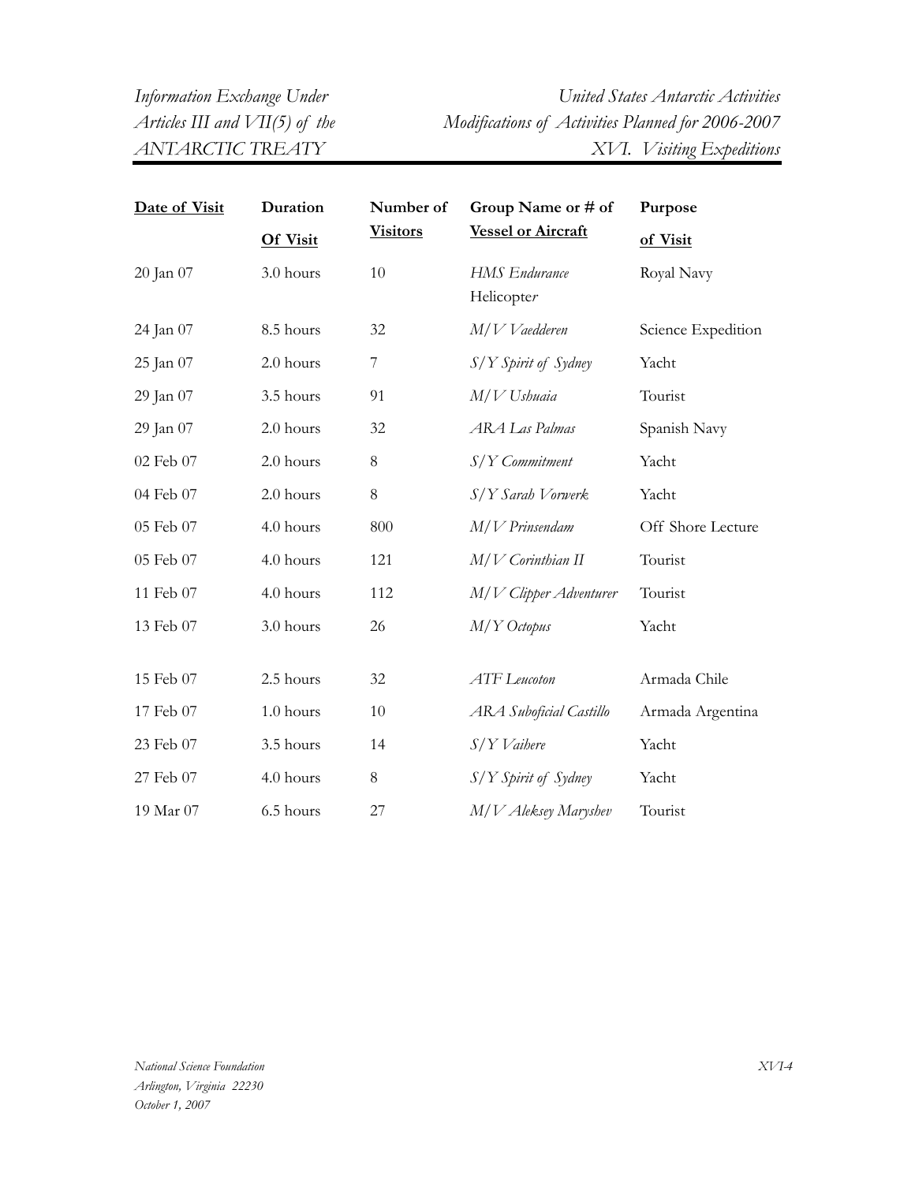| Date of Visit | Duration Of Visit | Number of Visitors | Group Name or # of Vessel or Aircraft | Purpose of Visit |
|---|---|---|---|---|
| 20 Jan 07 | 3.0 hours | 10 | *HMS Endurance* Helicopter | Royal Navy |
| 24 Jan 07 | 8.5 hours | 32 | *M/V Vaedderen* | Science Expedition |
| 25 Jan 07 | 2.0 hours | 7 | *S/Y Spirit of Sydney* | Yacht |
| 29 Jan 07 | 3.5 hours | 91 | *M/V Ushuaia* | Tourist |
| 29 Jan 07 | 2.0 hours | 32 | *ARA Las Palmas* | Spanish Navy |
| 02 Feb 07 | 2.0 hours | 8 | *S/Y Commitment* | Yacht |
| 04 Feb 07 | 2.0 hours | 8 | *S/Y Sarah Vorwerk* | Yacht |
| 05 Feb 07 | 4.0 hours | 800 | *M/V Prinsendam* | Off Shore Lecture |
| 05 Feb 07 | 4.0 hours | 121 | *M/V Corinthian II* | Tourist |
| 11 Feb 07 | 4.0 hours | 112 | *M/V Clipper Adventurer* | Tourist |
| 13 Feb 07 | 3.0 hours | 26 | *M/Y Octopus* | Yacht |
| 15 Feb 07 | 2.5 hours | 32 | *ATF Leucoton* | Armada Chile |
| 17 Feb 07 | 1.0 hours | 10 | *ARA Suboficial Castillo* | Armada Argentina |
| 23 Feb 07 | 3.5 hours | 14 | *S/Y Vaihere* | Yacht |
| 27 Feb 07 | 4.0 hours | 8 | *S/Y Spirit of Sydney* | Yacht |
| 19 Mar 07 | 6.5 hours | 27 | *M/V Aleksey Maryshev* | Tourist |